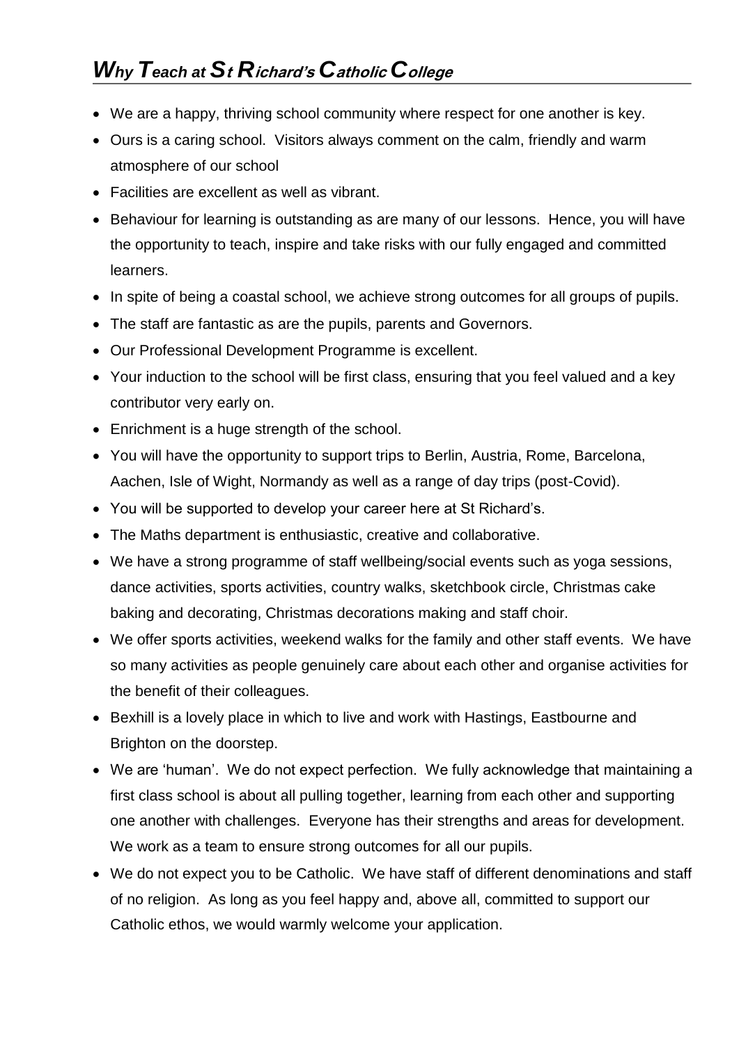## *Why Teach at St Richard's Catholic College*

- We are a happy, thriving school community where respect for one another is key.
- Ours is a caring school. Visitors always comment on the calm, friendly and warm atmosphere of our school
- Facilities are excellent as well as vibrant.
- Behaviour for learning is outstanding as are many of our lessons. Hence, you will have the opportunity to teach, inspire and take risks with our fully engaged and committed learners.
- In spite of being a coastal school, we achieve strong outcomes for all groups of pupils.
- The staff are fantastic as are the pupils, parents and Governors.
- Our Professional Development Programme is excellent.
- Your induction to the school will be first class, ensuring that you feel valued and a key contributor very early on.
- Enrichment is a huge strength of the school.
- You will have the opportunity to support trips to Berlin, Austria, Rome, Barcelona, Aachen, Isle of Wight, Normandy as well as a range of day trips (post-Covid).
- You will be supported to develop your career here at St Richard's.
- The Maths department is enthusiastic, creative and collaborative.
- We have a strong programme of staff wellbeing/social events such as yoga sessions, dance activities, sports activities, country walks, sketchbook circle, Christmas cake baking and decorating, Christmas decorations making and staff choir.
- We offer sports activities, weekend walks for the family and other staff events. We have so many activities as people genuinely care about each other and organise activities for the benefit of their colleagues.
- Bexhill is a lovely place in which to live and work with Hastings, Eastbourne and Brighton on the doorstep.
- We are 'human'. We do not expect perfection. We fully acknowledge that maintaining a first class school is about all pulling together, learning from each other and supporting one another with challenges. Everyone has their strengths and areas for development. We work as a team to ensure strong outcomes for all our pupils.
- We do not expect you to be Catholic. We have staff of different denominations and staff of no religion. As long as you feel happy and, above all, committed to support our Catholic ethos, we would warmly welcome your application.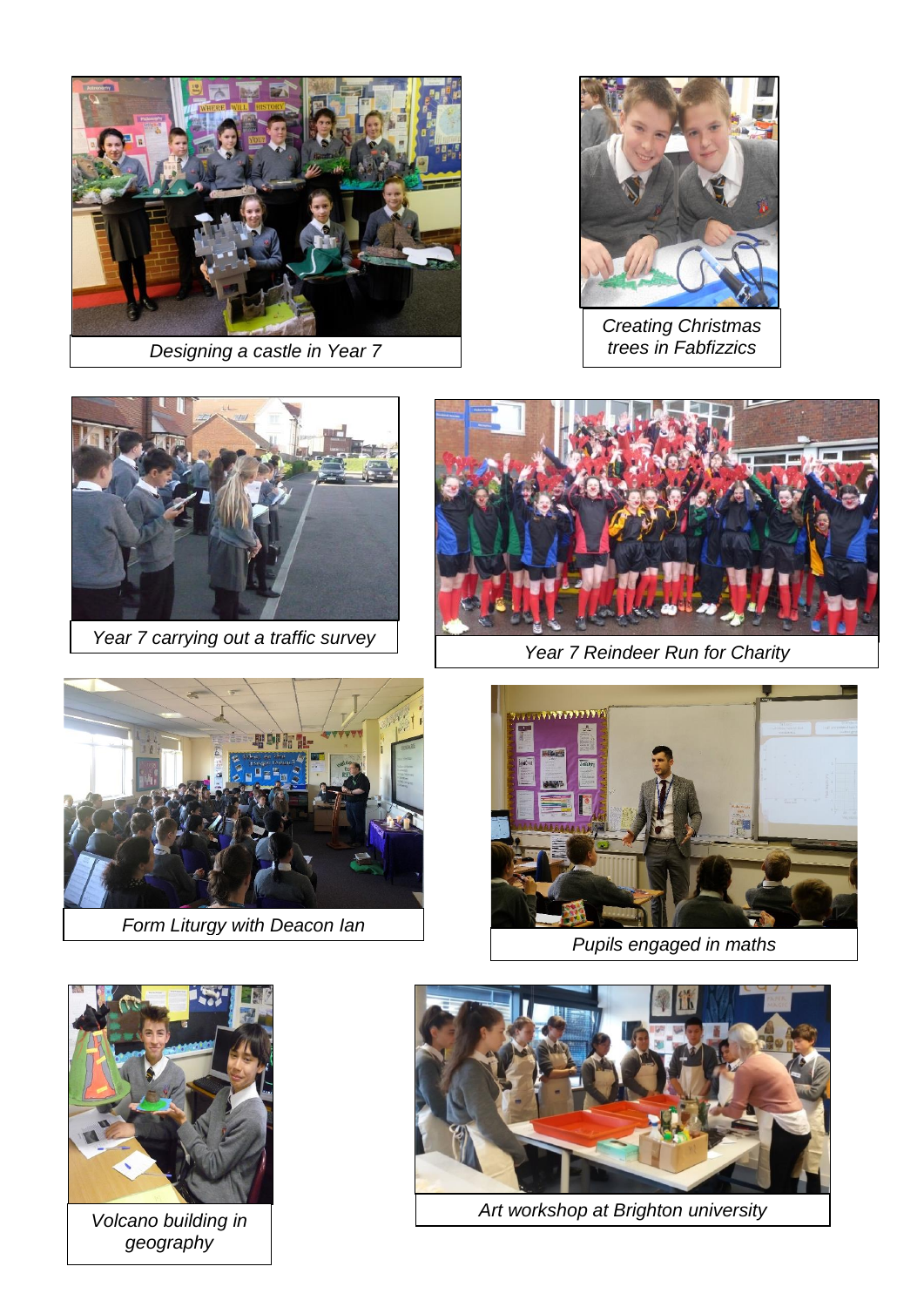*Designing a castle in Year 7*

*Creating Christmas trees in Fabfizzics*

*Year 7 carrying out a traffic survey*

*Year 7 Reindeer Run for Charity*

*Form Liturgy with Deacon Ian*

*Pupils engaged in maths*

*Volcano building in geography*

*Art workshop at Brighton university*